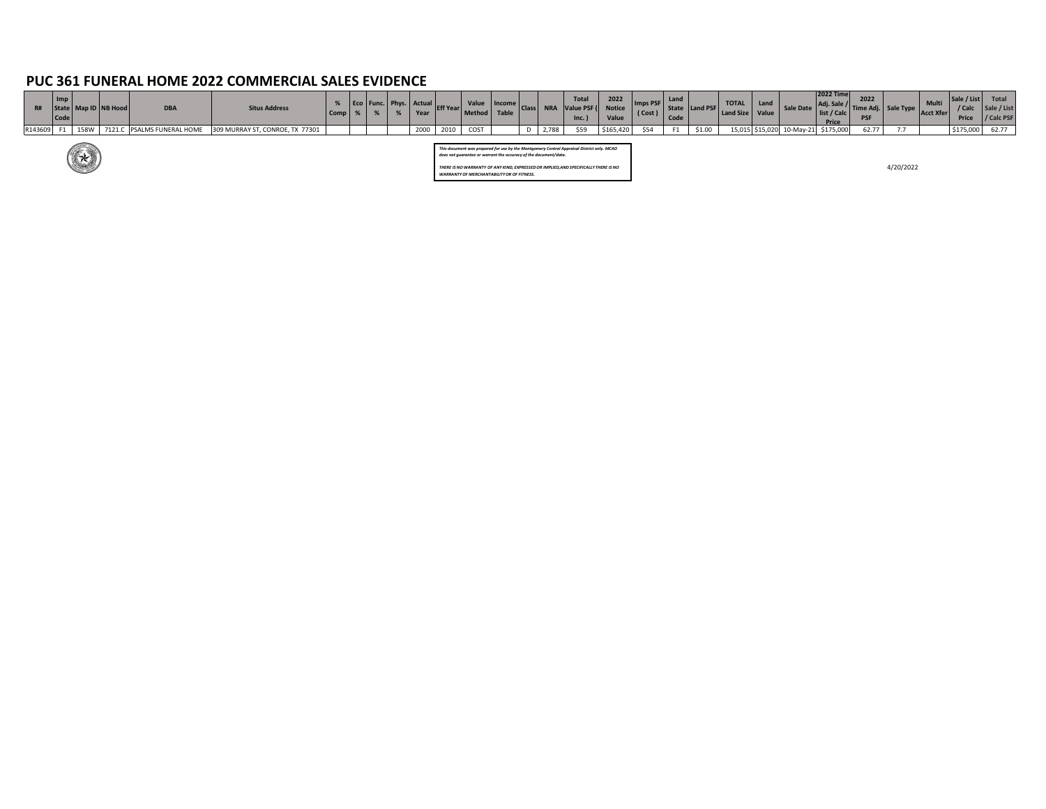# PUC 361 FUNERAL HOME 2022 COMMERCIAL SALES EVIDENCE

| R# | Imp State Code | Map ID | NB Hood | DBA | Situs Address | % Comp | Eco % | Func. % | Phys. % | Actual Year | Eff Year | Value Method | Income Table | Class | NRA | Total Value PSF ( Inc. ) | 2022 Notice Value | Imps PSF ( Cost ) | Land State Code | Land PSF | TOTAL Land Size | Land Value | Sale Date | 2022 Time Adj. Sale / list / Calc Price | 2022 Time Adj. PSF | Sale Type | Multi Acct Xfer | Sale / List / Calc Price | Total Sale / List / Calc PSF |
|---|---|---|---|---|---|---|---|---|---|---|---|---|---|---|---|---|---|---|---|---|---|---|---|---|---|---|---|---|---|
| R143609 | F1 | 158W | 7121.C | PSALMS FUNERAL HOME | 309 MURRAY ST, CONROE, TX 77301 | | | | | 2000 | 2010 | COST | | D | 2,788 | $59 | $165,420 | $54 | F1 | $1.00 | 15,015 | $15,020 | 10-May-21 | $175,000 | 62.77 | 7.7 | | $175,000 | 62.77 |

*This document was prepared for use by the Montgomery Central Appraisal District only. MCAD does not guarantee or warrant the accuracy of the document/data.*

*THERE IS NO WARRANTY OF ANY KIND, EXPRESSED OR IMPLIED,AND SPECIFICALLY THERE IS NO WARRANTY OF MERCHANTABILITY OR OF FITNESS.*

4/20/2022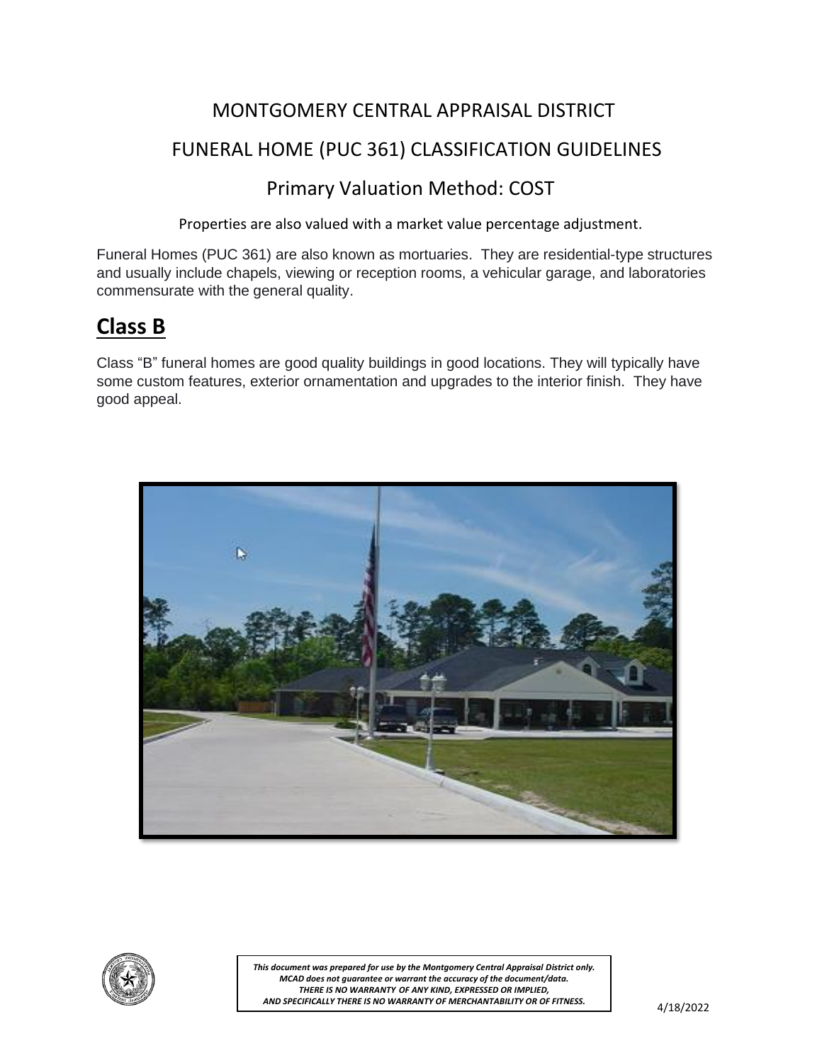MONTGOMERY CENTRAL APPRAISAL DISTRICT

FUNERAL HOME (PUC 361) CLASSIFICATION GUIDELINES

Primary Valuation Method: COST

Properties are also valued with a market value percentage adjustment.

Funeral Homes (PUC 361) are also known as mortuaries. They are residential-type structures and usually include chapels, viewing or reception rooms, a vehicular garage, and laboratories commensurate with the general quality.

## Class B

Class "B" funeral homes are good quality buildings in good locations. They will typically have some custom features, exterior ornamentation and upgrades to the interior finish. They have good appeal.

*This document was prepared for use by the Montgomery Central Appraisal District only.*
*MCAD does not guarantee or warrant the accuracy of the document/data.*
*THERE IS NO WARRANTY OF ANY KIND, EXPRESSED OR IMPLIED,*
*AND SPECIFICALLY THERE IS NO WARRANTY OF MERCHANTABILITY OR OF FITNESS.*

4/18/2022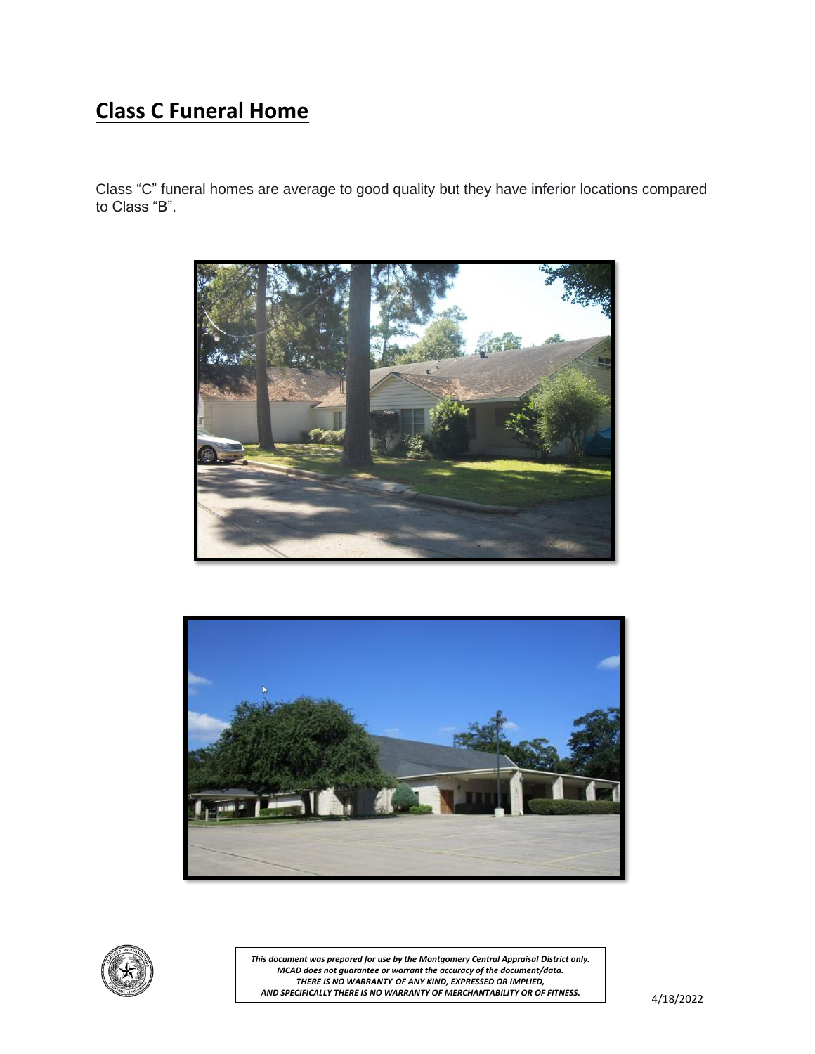# Class C Funeral Home

Class "C" funeral homes are average to good quality but they have inferior locations compared to Class "B".

*This document was prepared for use by the Montgomery Central Appraisal District only. MCAD does not guarantee or warrant the accuracy of the document/data. THERE IS NO WARRANTY OF ANY KIND, EXPRESSED OR IMPLIED, AND SPECIFICALLY THERE IS NO WARRANTY OF MERCHANTABILITY OR OF FITNESS.*

4/18/2022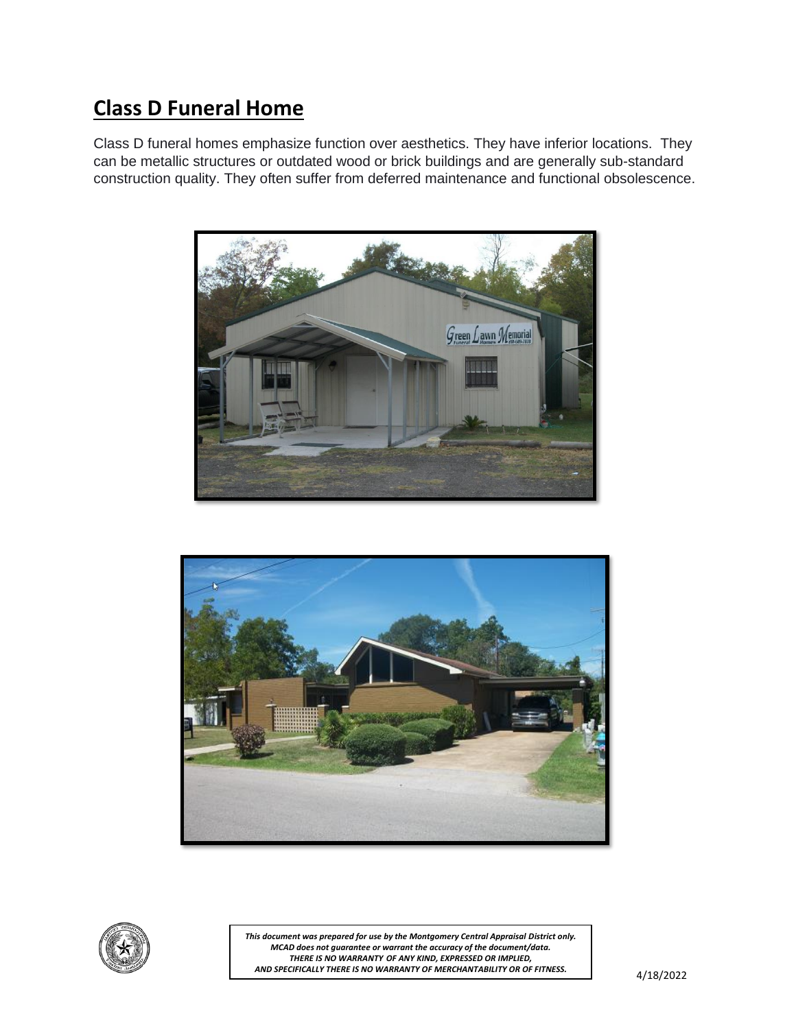## Class D Funeral Home

Class D funeral homes emphasize function over aesthetics. They have inferior locations. They can be metallic structures or outdated wood or brick buildings and are generally sub-standard construction quality. They often suffer from deferred maintenance and functional obsolescence.

*This document was prepared for use by the Montgomery Central Appraisal District only. MCAD does not guarantee or warrant the accuracy of the document/data. THERE IS NO WARRANTY OF ANY KIND, EXPRESSED OR IMPLIED, AND SPECIFICALLY THERE IS NO WARRANTY OF MERCHANTABILITY OR OF FITNESS.*

4/18/2022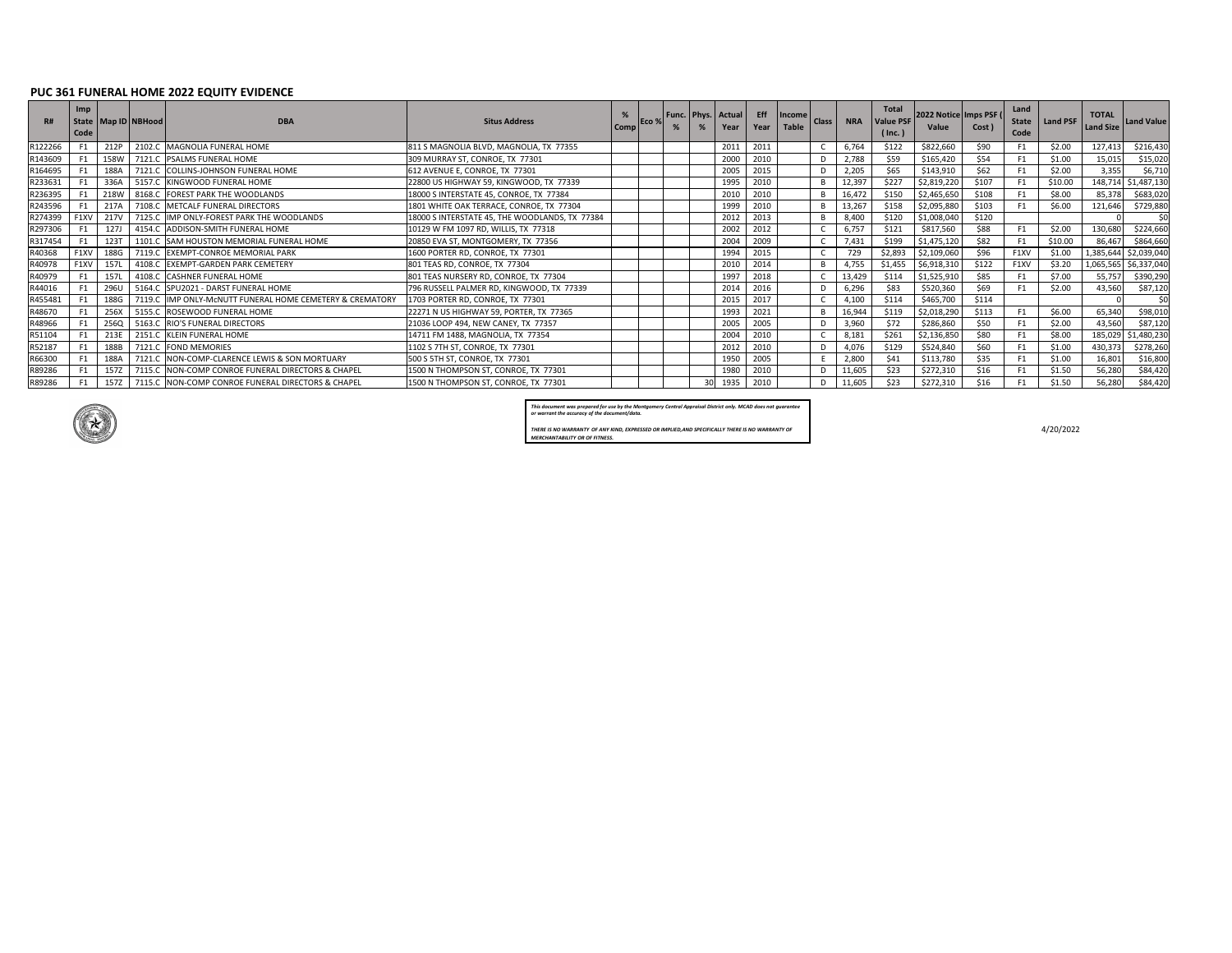## PUC 361 FUNERAL HOME 2022 EQUITY EVIDENCE

| R# | Imp State Code | Map ID | NBHood | DBA | Situs Address | % Comp | Eco % | Func. % | Phys. % | Actual Year | Eff Year | Income Table | Class | NRA | Total Value PSF (Inc.) | 2022 Notice Value | Imps PSF (Cost) | Land State Code | Land PSF | TOTAL Land Size | Land Value |
|---|---|---|---|---|---|---|---|---|---|---|---|---|---|---|---|---|---|---|---|---|---|
| R122266 | F1 | 212P | 2102.C | MAGNOLIA FUNERAL HOME | 811 S MAGNOLIA BLVD, MAGNOLIA, TX 77355 | | | | | 2011 | 2011 | | C | 6,764 | $122 | $822,660 | $90 | F1 | $2.00 | 127,413 | $216,430 |
| R143609 | F1 | 158W | 7121.C | PSALMS FUNERAL HOME | 309 MURRAY ST, CONROE, TX 77301 | | | | | 2000 | 2010 | | D | 2,788 | $59 | $165,420 | $54 | F1 | $1.00 | 15,015 | $15,020 |
| R164695 | F1 | 188A | 7121.C | COLLINS-JOHNSON FUNERAL HOME | 612 AVENUE E, CONROE, TX 77301 | | | | | 2005 | 2015 | | D | 2,205 | $65 | $143,910 | $62 | F1 | $2.00 | 3,355 | $6,710 |
| R233631 | F1 | 336A | 5157.C | KINGWOOD FUNERAL HOME | 22800 US HIGHWAY 59, KINGWOOD, TX 77339 | | | | | 1995 | 2010 | | B | 12,397 | $227 | $2,819,220 | $107 | F1 | $10.00 | 148,714 | $1,487,130 |
| R236395 | F1 | 218W | 8168.C | FOREST PARK THE WOODLANDS | 18000 S INTERSTATE 45, CONROE, TX 77384 | | | | | 2010 | 2010 | | B | 16,472 | $150 | $2,465,650 | $108 | F1 | $8.00 | 85,378 | $683,020 |
| R243596 | F1 | 217A | 7108.C | METCALF FUNERAL DIRECTORS | 1801 WHITE OAK TERRACE, CONROE, TX 77304 | | | | | 1999 | 2010 | | B | 13,267 | $158 | $2,095,880 | $103 | F1 | $6.00 | 121,646 | $729,880 |
| R274399 | F1XV | 217V | 7125.C | IMP ONLY-FOREST PARK THE WOODLANDS | 18000 S INTERSTATE 45, THE WOODLANDS, TX 77384 | | | | | 2012 | 2013 | | B | 8,400 | $120 | $1,008,040 | $120 | | | 0 | $0 |
| R297306 | F1 | 127J | 4154.C | ADDISON-SMITH FUNERAL HOME | 10129 W FM 1097 RD, WILLIS, TX 77318 | | | | | 2002 | 2012 | | C | 6,757 | $121 | $817,560 | $88 | F1 | $2.00 | 130,680 | $224,660 |
| R317454 | F1 | 123T | 1101.C | SAM HOUSTON MEMORIAL FUNERAL HOME | 20850 EVA ST, MONTGOMERY, TX 77356 | | | | | 2004 | 2009 | | C | 7,431 | $199 | $1,475,120 | $82 | F1 | $10.00 | 86,467 | $864,660 |
| R40368 | F1XV | 188G | 7119.C | EXEMPT-CONROE MEMORIAL PARK | 1600 PORTER RD, CONROE, TX 77301 | | | | | 1994 | 2015 | | C | 729 | $2,893 | $2,109,060 | $96 | F1XV | $1.00 | 1,385,644 | $2,039,040 |
| R40978 | F1XV | 157L | 4108.C | EXEMPT-GARDEN PARK CEMETERY | 801 TEAS RD, CONROE, TX 77304 | | | | | 2010 | 2014 | | B | 4,755 | $1,455 | $6,918,310 | $122 | F1XV | $3.20 | 1,065,565 | $6,337,040 |
| R40979 | F1 | 157L | 4108.C | CASHNER FUNERAL HOME | 801 TEAS NURSERY RD, CONROE, TX 77304 | | | | | 1997 | 2018 | | C | 13,429 | $114 | $1,525,910 | $85 | F1 | $7.00 | 55,757 | $390,290 |
| R44016 | F1 | 296U | 5164.C | SPU2021 - DARST FUNERAL HOME | 796 RUSSELL PALMER RD, KINGWOOD, TX 77339 | | | | | 2014 | 2016 | | D | 6,296 | $83 | $520,360 | $69 | F1 | $2.00 | 43,560 | $87,120 |
| R455481 | F1 | 188G | 7119.C | IMP ONLY-McNUTT FUNERAL HOME CEMETERY & CREMATORY | 1703 PORTER RD, CONROE, TX 77301 | | | | | 2015 | 2017 | | C | 4,100 | $114 | $465,700 | $114 | | | 0 | $0 |
| R48670 | F1 | 256X | 5155.C | ROSEWOOD FUNERAL HOME | 22271 N US HIGHWAY 59, PORTER, TX 77365 | | | | | 1993 | 2021 | | B | 16,944 | $119 | $2,018,290 | $113 | F1 | $6.00 | 65,340 | $98,010 |
| R48966 | F1 | 256Q | 5163.C | RIO'S FUNERAL DIRECTORS | 21036 LOOP 494, NEW CANEY, TX 77357 | | | | | 2005 | 2005 | | D | 3,960 | $72 | $286,860 | $50 | F1 | $2.00 | 43,560 | $87,120 |
| R51104 | F1 | 213E | 2151.C | KLEIN FUNERAL HOME | 14711 FM 1488, MAGNOLIA, TX 77354 | | | | | 2004 | 2010 | | C | 8,181 | $261 | $2,136,850 | $80 | F1 | $8.00 | 185,029 | $1,480,230 |
| R52187 | F1 | 188B | 7121.C | FOND MEMORIES | 1102 S 7TH ST, CONROE, TX 77301 | | | | | 2012 | 2010 | | D | 4,076 | $129 | $524,840 | $60 | F1 | $1.00 | 430,373 | $278,260 |
| R66300 | F1 | 188A | 7121.C | NON-COMP-CLARENCE LEWIS & SON MORTUARY | 500 S 5TH ST, CONROE, TX 77301 | | | | | 1950 | 2005 | | E | 2,800 | $41 | $113,780 | $35 | F1 | $1.00 | 16,801 | $16,800 |
| R89286 | F1 | 157Z | 7115.C | NON-COMP CONROE FUNERAL DIRECTORS & CHAPEL | 1500 N THOMPSON ST, CONROE, TX 77301 | | | | | 1980 | 2010 | | D | 11,605 | $23 | $272,310 | $16 | F1 | $1.50 | 56,280 | $84,420 |
| R89286 | F1 | 157Z | 7115.C | NON-COMP CONROE FUNERAL DIRECTORS & CHAPEL | 1500 N THOMPSON ST, CONROE, TX 77301 | | | | 30 | 1935 | 2010 | | D | 11,605 | $23 | $272,310 | $16 | F1 | $1.50 | 56,280 | $84,420 |

*This document was prepared for use by the Montgomery Central Appraisal District only. MCAD does not guarantee or warrant the accuracy of the document/data.*

*THERE IS NO WARRANTY OF ANY KIND, EXPRESSED OR IMPLIED,AND SPECIFICALLY THERE IS NO WARRANTY OF MERCHANTABILITY OR OF FITNESS.*

4/20/2022